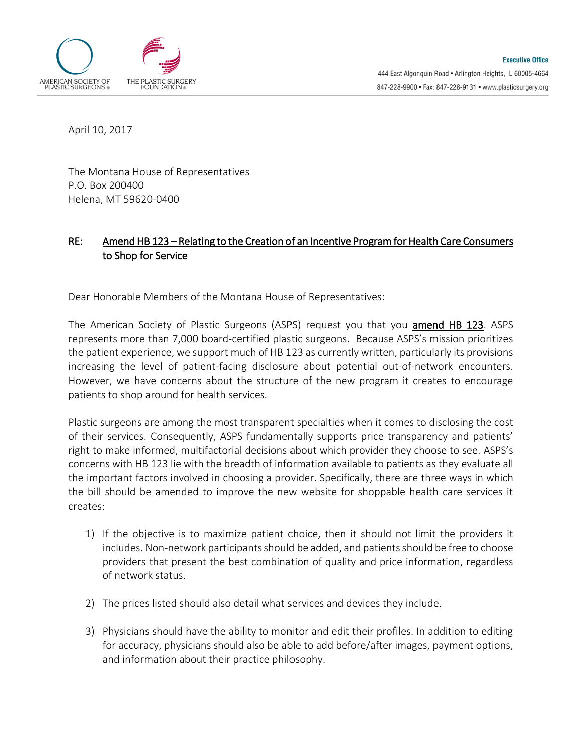AMERICAN SOCIETY OF PLASTIC SURGEONS®

THE PLASTIC SURGERY FOUNDATION®

**Executive Office**
444 East Algonquin Road • Arlington Heights, IL 60005-4664
847-228-9900 • Fax: 847-228-9131 • www.plasticsurgery.org

April 10, 2017

The Montana House of Representatives
P.O. Box 200400
Helena, MT 59620-0400

RE: Amend HB 123 – Relating to the Creation of an Incentive Program for Health Care Consumers to Shop for Service

Dear Honorable Members of the Montana House of Representatives:

The American Society of Plastic Surgeons (ASPS) request you that you **amend HB 123**. ASPS represents more than 7,000 board-certified plastic surgeons. Because ASPS's mission prioritizes the patient experience, we support much of HB 123 as currently written, particularly its provisions increasing the level of patient-facing disclosure about potential out-of-network encounters. However, we have concerns about the structure of the new program it creates to encourage patients to shop around for health services.

Plastic surgeons are among the most transparent specialties when it comes to disclosing the cost of their services. Consequently, ASPS fundamentally supports price transparency and patients' right to make informed, multifactorial decisions about which provider they choose to see. ASPS's concerns with HB 123 lie with the breadth of information available to patients as they evaluate all the important factors involved in choosing a provider. Specifically, there are three ways in which the bill should be amended to improve the new website for shoppable health care services it creates:

1) If the objective is to maximize patient choice, then it should not limit the providers it includes. Non-network participants should be added, and patients should be free to choose providers that present the best combination of quality and price information, regardless of network status.

2) The prices listed should also detail what services and devices they include.

3) Physicians should have the ability to monitor and edit their profiles. In addition to editing for accuracy, physicians should also be able to add before/after images, payment options, and information about their practice philosophy.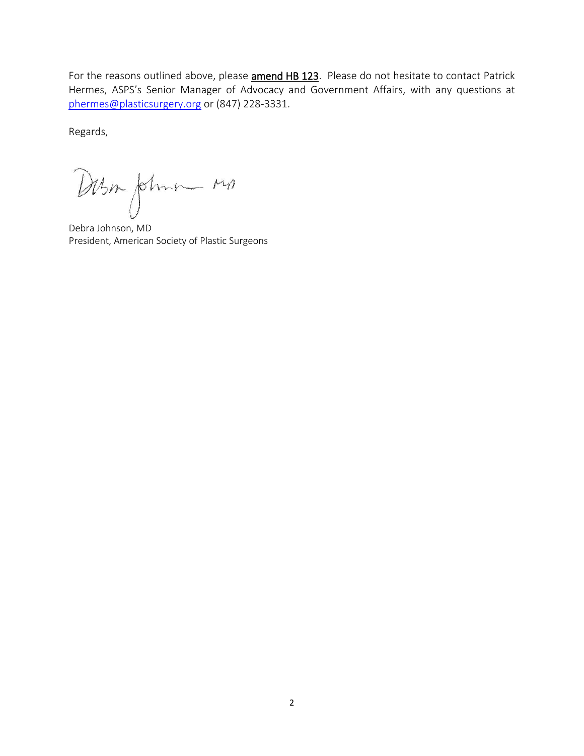For the reasons outlined above, please **amend HB 123**. Please do not hesitate to contact Patrick Hermes, ASPS's Senior Manager of Advocacy and Government Affairs, with any questions at phermes@plasticsurgery.org or (847) 228-3331.

Regards,

Debra Johnson, MD
President, American Society of Plastic Surgeons